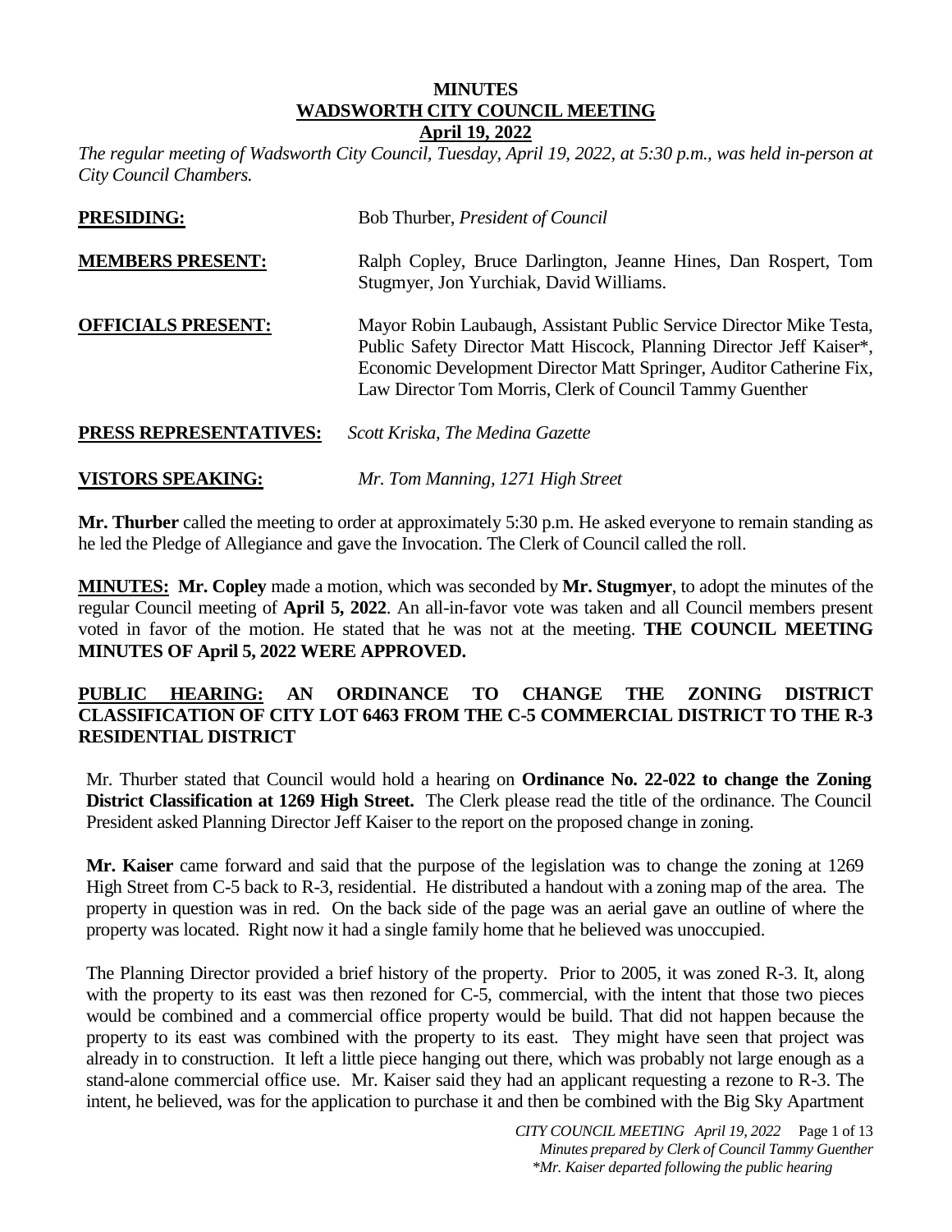# MINUTES
## WADSWORTH CITY COUNCIL MEETING
### April 19, 2022

*The regular meeting of Wadsworth City Council, Tuesday, April 19, 2022, at 5:30 p.m., was held in-person at City Council Chambers.*

**PRESIDING:** Bob Thurber, *President of Council*

**MEMBERS PRESENT:** Ralph Copley, Bruce Darlington, Jeanne Hines, Dan Rospert, Tom Stugmyer, Jon Yurchiak, David Williams.

**OFFICIALS PRESENT:** Mayor Robin Laubaugh, Assistant Public Service Director Mike Testa, Public Safety Director Matt Hiscock, Planning Director Jeff Kaiser*, Economic Development Director Matt Springer, Auditor Catherine Fix, Law Director Tom Morris, Clerk of Council Tammy Guenther

**PRESS REPRESENTATIVES:** *Scott Kriska, The Medina Gazette*

**VISTORS SPEAKING:** *Mr. Tom Manning, 1271 High Street*

**Mr. Thurber** called the meeting to order at approximately 5:30 p.m. He asked everyone to remain standing as he led the Pledge of Allegiance and gave the Invocation. The Clerk of Council called the roll.

**MINUTES: Mr. Copley** made a motion, which was seconded by **Mr. Stugmyer**, to adopt the minutes of the regular Council meeting of **April 5, 2022**. An all-in-favor vote was taken and all Council members present voted in favor of the motion. He stated that he was not at the meeting. **THE COUNCIL MEETING MINUTES OF April 5, 2022 WERE APPROVED.**

**PUBLIC HEARING: AN ORDINANCE TO CHANGE THE ZONING DISTRICT CLASSIFICATION OF CITY LOT 6463 FROM THE C-5 COMMERCIAL DISTRICT TO THE R-3 RESIDENTIAL DISTRICT**

Mr. Thurber stated that Council would hold a hearing on **Ordinance No. 22-022 to change the Zoning District Classification at 1269 High Street.** The Clerk please read the title of the ordinance. The Council President asked Planning Director Jeff Kaiser to the report on the proposed change in zoning.

**Mr. Kaiser** came forward and said that the purpose of the legislation was to change the zoning at 1269 High Street from C-5 back to R-3, residential. He distributed a handout with a zoning map of the area. The property in question was in red. On the back side of the page was an aerial gave an outline of where the property was located. Right now it had a single family home that he believed was unoccupied.

The Planning Director provided a brief history of the property. Prior to 2005, it was zoned R-3. It, along with the property to its east was then rezoned for C-5, commercial, with the intent that those two pieces would be combined and a commercial office property would be build. That did not happen because the property to its east was combined with the property to its east. They might have seen that project was already in to construction. It left a little piece hanging out there, which was probably not large enough as a stand-alone commercial office use. Mr. Kaiser said they had an applicant requesting a rezone to R-3. The intent, he believed, was for the application to purchase it and then be combined with the Big Sky Apartment

*Minutes prepared by Clerk of Council Tammy Guenther*
*\*Mr. Kaiser departed following the public hearing*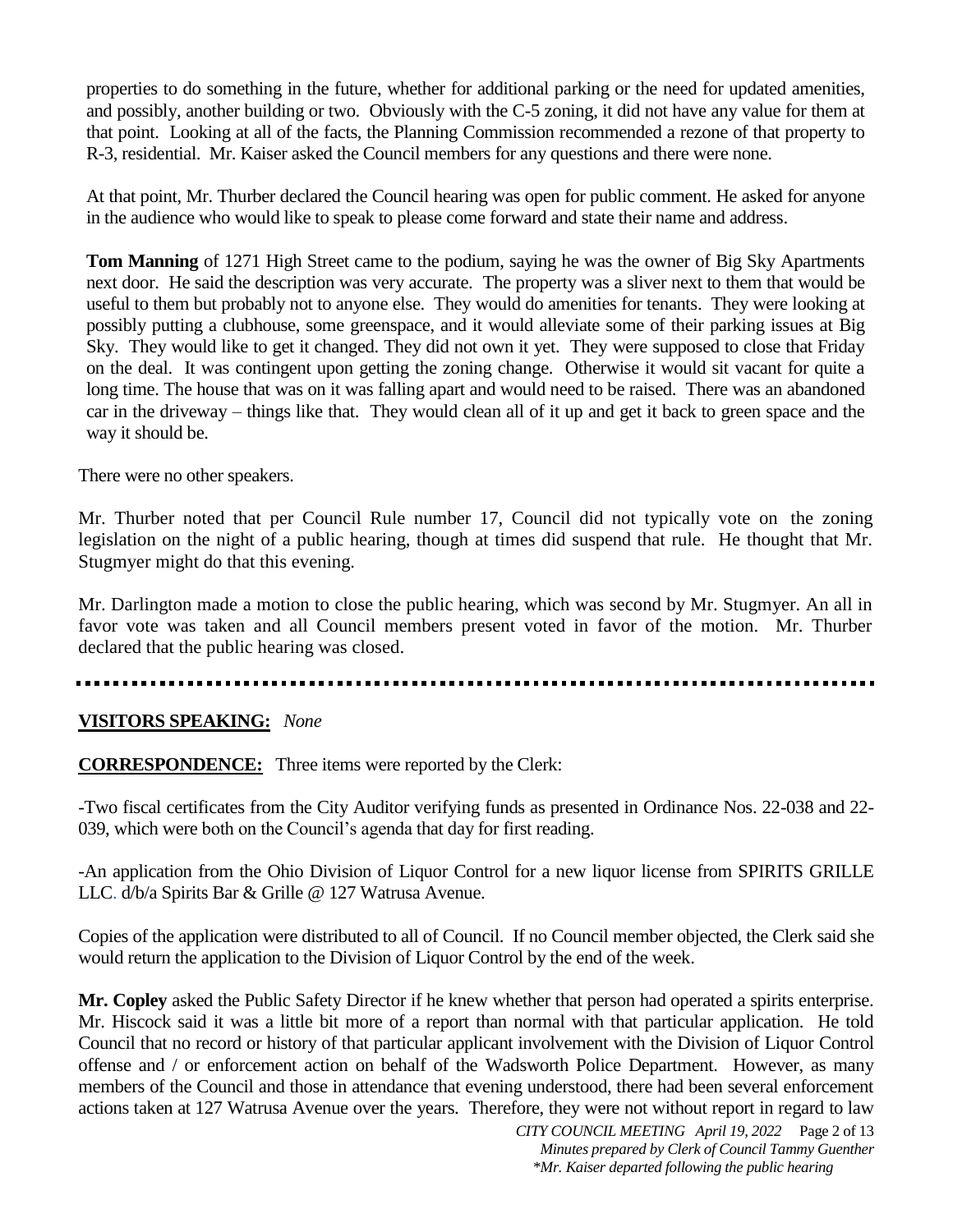properties to do something in the future, whether for additional parking or the need for updated amenities, and possibly, another building or two. Obviously with the C-5 zoning, it did not have any value for them at that point. Looking at all of the facts, the Planning Commission recommended a rezone of that property to R-3, residential. Mr. Kaiser asked the Council members for any questions and there were none.

At that point, Mr. Thurber declared the Council hearing was open for public comment. He asked for anyone in the audience who would like to speak to please come forward and state their name and address.

**Tom Manning** of 1271 High Street came to the podium, saying he was the owner of Big Sky Apartments next door. He said the description was very accurate. The property was a sliver next to them that would be useful to them but probably not to anyone else. They would do amenities for tenants. They were looking at possibly putting a clubhouse, some greenspace, and it would alleviate some of their parking issues at Big Sky. They would like to get it changed. They did not own it yet. They were supposed to close that Friday on the deal. It was contingent upon getting the zoning change. Otherwise it would sit vacant for quite a long time. The house that was on it was falling apart and would need to be raised. There was an abandoned car in the driveway – things like that. They would clean all of it up and get it back to green space and the way it should be.

There were no other speakers.

Mr. Thurber noted that per Council Rule number 17, Council did not typically vote on the zoning legislation on the night of a public hearing, though at times did suspend that rule. He thought that Mr. Stugmyer might do that this evening.

Mr. Darlington made a motion to close the public hearing, which was second by Mr. Stugmyer. An all in favor vote was taken and all Council members present voted in favor of the motion. Mr. Thurber declared that the public hearing was closed.

---

**VISITORS SPEAKING:** *None*

**CORRESPONDENCE:** Three items were reported by the Clerk:

-Two fiscal certificates from the City Auditor verifying funds as presented in Ordinance Nos. 22-038 and 22-039, which were both on the Council's agenda that day for first reading.

-An application from the Ohio Division of Liquor Control for a new liquor license from SPIRITS GRILLE LLC. d/b/a Spirits Bar & Grille @ 127 Watrusa Avenue.

Copies of the application were distributed to all of Council. If no Council member objected, the Clerk said she would return the application to the Division of Liquor Control by the end of the week.

**Mr. Copley** asked the Public Safety Director if he knew whether that person had operated a spirits enterprise. Mr. Hiscock said it was a little bit more of a report than normal with that particular application. He told Council that no record or history of that particular applicant involvement with the Division of Liquor Control offense and / or enforcement action on behalf of the Wadsworth Police Department. However, as many members of the Council and those in attendance that evening understood, there had been several enforcement actions taken at 127 Watrusa Avenue over the years. Therefore, they were not without report in regard to law

*Minutes prepared by Clerk of Council Tammy Guenther*
*\*Mr. Kaiser departed following the public hearing*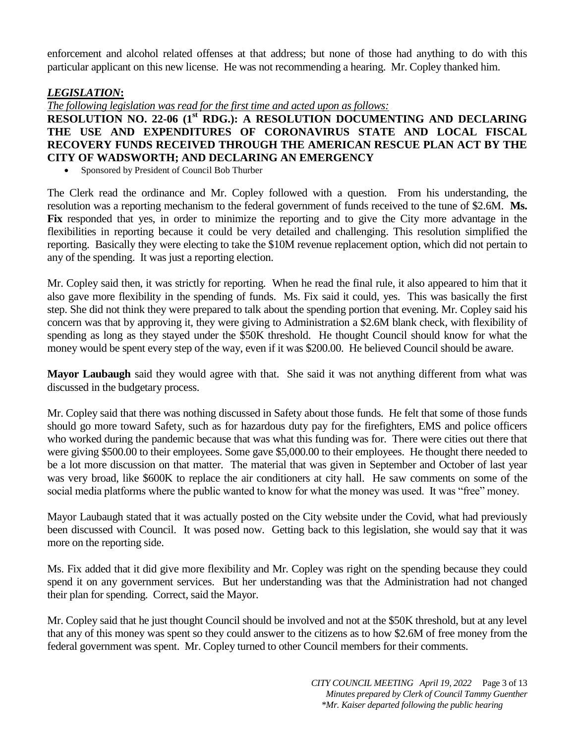enforcement and alcohol related offenses at that address; but none of those had anything to do with this particular applicant on this new license. He was not recommending a hearing. Mr. Copley thanked him.

## *LEGISLATION*:

*The following legislation was read for the first time and acted upon as follows:*

**RESOLUTION NO. 22-06 (1st RDG.): A RESOLUTION DOCUMENTING AND DECLARING THE USE AND EXPENDITURES OF CORONAVIRUS STATE AND LOCAL FISCAL RECOVERY FUNDS RECEIVED THROUGH THE AMERICAN RESCUE PLAN ACT BY THE CITY OF WADSWORTH; AND DECLARING AN EMERGENCY**

- Sponsored by President of Council Bob Thurber

The Clerk read the ordinance and Mr. Copley followed with a question. From his understanding, the resolution was a reporting mechanism to the federal government of funds received to the tune of $2.6M. **Ms. Fix** responded that yes, in order to minimize the reporting and to give the City more advantage in the flexibilities in reporting because it could be very detailed and challenging. This resolution simplified the reporting. Basically they were electing to take the $10M revenue replacement option, which did not pertain to any of the spending. It was just a reporting election.

Mr. Copley said then, it was strictly for reporting. When he read the final rule, it also appeared to him that it also gave more flexibility in the spending of funds. Ms. Fix said it could, yes. This was basically the first step. She did not think they were prepared to talk about the spending portion that evening. Mr. Copley said his concern was that by approving it, they were giving to Administration a $2.6M blank check, with flexibility of spending as long as they stayed under the $50K threshold. He thought Council should know for what the money would be spent every step of the way, even if it was $200.00. He believed Council should be aware.

**Mayor Laubaugh** said they would agree with that. She said it was not anything different from what was discussed in the budgetary process.

Mr. Copley said that there was nothing discussed in Safety about those funds. He felt that some of those funds should go more toward Safety, such as for hazardous duty pay for the firefighters, EMS and police officers who worked during the pandemic because that was what this funding was for. There were cities out there that were giving $500.00 to their employees. Some gave $5,000.00 to their employees. He thought there needed to be a lot more discussion on that matter. The material that was given in September and October of last year was very broad, like $600K to replace the air conditioners at city hall. He saw comments on some of the social media platforms where the public wanted to know for what the money was used. It was "free" money.

Mayor Laubaugh stated that it was actually posted on the City website under the Covid, what had previously been discussed with Council. It was posed now. Getting back to this legislation, she would say that it was more on the reporting side.

Ms. Fix added that it did give more flexibility and Mr. Copley was right on the spending because they could spend it on any government services. But her understanding was that the Administration had not changed their plan for spending. Correct, said the Mayor.

Mr. Copley said that he just thought Council should be involved and not at the $50K threshold, but at any level that any of this money was spent so they could answer to the citizens as to how $2.6M of free money from the federal government was spent. Mr. Copley turned to other Council members for their comments.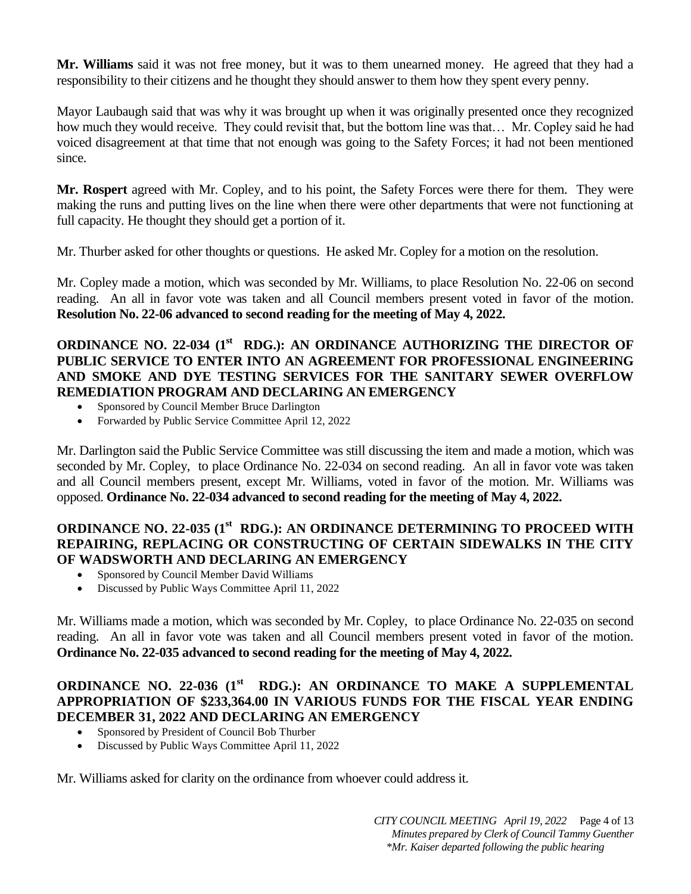**Mr. Williams** said it was not free money, but it was to them unearned money. He agreed that they had a responsibility to their citizens and he thought they should answer to them how they spent every penny.

Mayor Laubaugh said that was why it was brought up when it was originally presented once they recognized how much they would receive. They could revisit that, but the bottom line was that… Mr. Copley said he had voiced disagreement at that time that not enough was going to the Safety Forces; it had not been mentioned since.

**Mr. Rospert** agreed with Mr. Copley, and to his point, the Safety Forces were there for them. They were making the runs and putting lives on the line when there were other departments that were not functioning at full capacity. He thought they should get a portion of it.

Mr. Thurber asked for other thoughts or questions. He asked Mr. Copley for a motion on the resolution.

Mr. Copley made a motion, which was seconded by Mr. Williams, to place Resolution No. 22-06 on second reading. An all in favor vote was taken and all Council members present voted in favor of the motion. **Resolution No. 22-06 advanced to second reading for the meeting of May 4, 2022.**

### ORDINANCE NO. 22-034 (1st RDG.): AN ORDINANCE AUTHORIZING THE DIRECTOR OF PUBLIC SERVICE TO ENTER INTO AN AGREEMENT FOR PROFESSIONAL ENGINEERING AND SMOKE AND DYE TESTING SERVICES FOR THE SANITARY SEWER OVERFLOW REMEDIATION PROGRAM AND DECLARING AN EMERGENCY

- Sponsored by Council Member Bruce Darlington
- Forwarded by Public Service Committee April 12, 2022

Mr. Darlington said the Public Service Committee was still discussing the item and made a motion, which was seconded by Mr. Copley, to place Ordinance No. 22-034 on second reading. An all in favor vote was taken and all Council members present, except Mr. Williams, voted in favor of the motion. Mr. Williams was opposed. **Ordinance No. 22-034 advanced to second reading for the meeting of May 4, 2022.**

### ORDINANCE NO. 22-035 (1st RDG.): AN ORDINANCE DETERMINING TO PROCEED WITH REPAIRING, REPLACING OR CONSTRUCTING OF CERTAIN SIDEWALKS IN THE CITY OF WADSWORTH AND DECLARING AN EMERGENCY

- Sponsored by Council Member David Williams
- Discussed by Public Ways Committee April 11, 2022

Mr. Williams made a motion, which was seconded by Mr. Copley, to place Ordinance No. 22-035 on second reading. An all in favor vote was taken and all Council members present voted in favor of the motion. **Ordinance No. 22-035 advanced to second reading for the meeting of May 4, 2022.**

### ORDINANCE NO. 22-036 (1st RDG.): AN ORDINANCE TO MAKE A SUPPLEMENTAL APPROPRIATION OF $233,364.00 IN VARIOUS FUNDS FOR THE FISCAL YEAR ENDING DECEMBER 31, 2022 AND DECLARING AN EMERGENCY

- Sponsored by President of Council Bob Thurber
- Discussed by Public Ways Committee April 11, 2022

Mr. Williams asked for clarity on the ordinance from whoever could address it.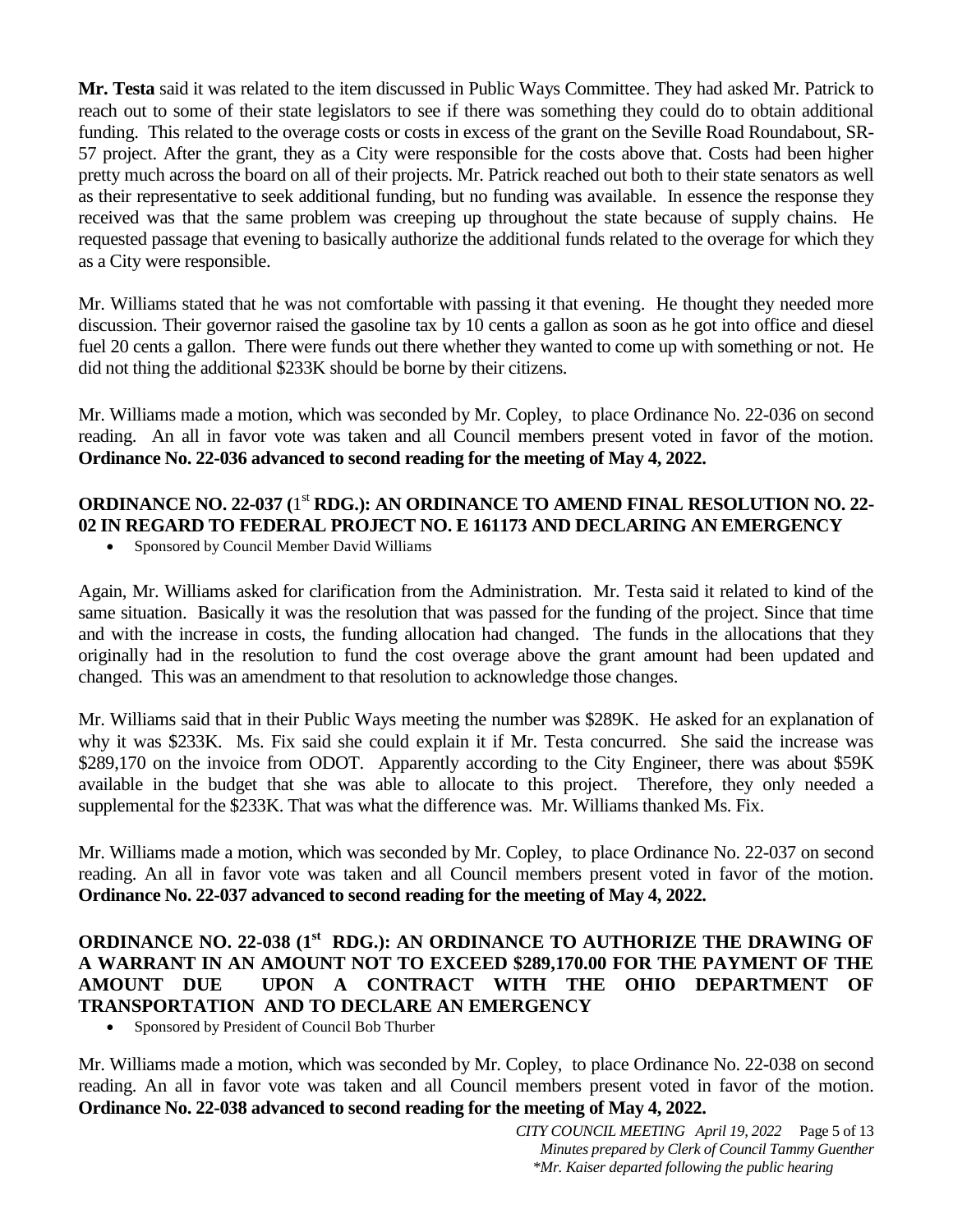**Mr. Testa** said it was related to the item discussed in Public Ways Committee. They had asked Mr. Patrick to reach out to some of their state legislators to see if there was something they could do to obtain additional funding. This related to the overage costs or costs in excess of the grant on the Seville Road Roundabout, SR-57 project. After the grant, they as a City were responsible for the costs above that. Costs had been higher pretty much across the board on all of their projects. Mr. Patrick reached out both to their state senators as well as their representative to seek additional funding, but no funding was available. In essence the response they received was that the same problem was creeping up throughout the state because of supply chains. He requested passage that evening to basically authorize the additional funds related to the overage for which they as a City were responsible.

Mr. Williams stated that he was not comfortable with passing it that evening. He thought they needed more discussion. Their governor raised the gasoline tax by 10 cents a gallon as soon as he got into office and diesel fuel 20 cents a gallon. There were funds out there whether they wanted to come up with something or not. He did not thing the additional $233K should be borne by their citizens.

Mr. Williams made a motion, which was seconded by Mr. Copley, to place Ordinance No. 22-036 on second reading. An all in favor vote was taken and all Council members present voted in favor of the motion. **Ordinance No. 22-036 advanced to second reading for the meeting of May 4, 2022.**

**ORDINANCE NO. 22-037 (1st RDG.): AN ORDINANCE TO AMEND FINAL RESOLUTION NO. 22-02 IN REGARD TO FEDERAL PROJECT NO. E 161173 AND DECLARING AN EMERGENCY**

- Sponsored by Council Member David Williams

Again, Mr. Williams asked for clarification from the Administration. Mr. Testa said it related to kind of the same situation. Basically it was the resolution that was passed for the funding of the project. Since that time and with the increase in costs, the funding allocation had changed. The funds in the allocations that they originally had in the resolution to fund the cost overage above the grant amount had been updated and changed. This was an amendment to that resolution to acknowledge those changes.

Mr. Williams said that in their Public Ways meeting the number was $289K. He asked for an explanation of why it was $233K. Ms. Fix said she could explain it if Mr. Testa concurred. She said the increase was $289,170 on the invoice from ODOT. Apparently according to the City Engineer, there was about $59K available in the budget that she was able to allocate to this project. Therefore, they only needed a supplemental for the $233K. That was what the difference was. Mr. Williams thanked Ms. Fix.

Mr. Williams made a motion, which was seconded by Mr. Copley, to place Ordinance No. 22-037 on second reading. An all in favor vote was taken and all Council members present voted in favor of the motion. **Ordinance No. 22-037 advanced to second reading for the meeting of May 4, 2022.**

**ORDINANCE NO. 22-038 (1st RDG.): AN ORDINANCE TO AUTHORIZE THE DRAWING OF A WARRANT IN AN AMOUNT NOT TO EXCEED $289,170.00 FOR THE PAYMENT OF THE AMOUNT DUE UPON A CONTRACT WITH THE OHIO DEPARTMENT OF TRANSPORTATION AND TO DECLARE AN EMERGENCY**

- Sponsored by President of Council Bob Thurber

Mr. Williams made a motion, which was seconded by Mr. Copley, to place Ordinance No. 22-038 on second reading. An all in favor vote was taken and all Council members present voted in favor of the motion. **Ordinance No. 22-038 advanced to second reading for the meeting of May 4, 2022.**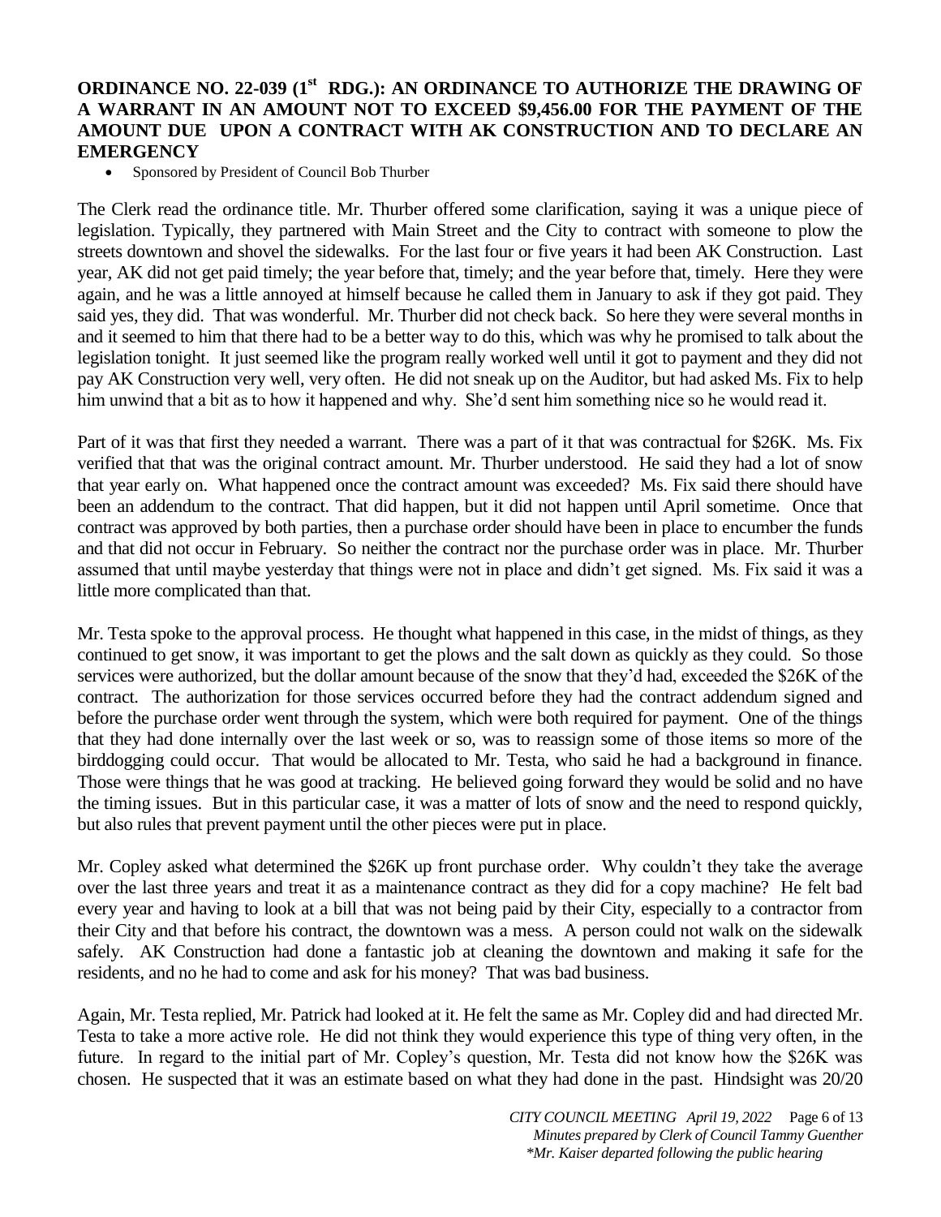**ORDINANCE NO. 22-039 (1st RDG.): AN ORDINANCE TO AUTHORIZE THE DRAWING OF A WARRANT IN AN AMOUNT NOT TO EXCEED $9,456.00 FOR THE PAYMENT OF THE AMOUNT DUE UPON A CONTRACT WITH AK CONSTRUCTION AND TO DECLARE AN EMERGENCY**

- Sponsored by President of Council Bob Thurber

The Clerk read the ordinance title. Mr. Thurber offered some clarification, saying it was a unique piece of legislation. Typically, they partnered with Main Street and the City to contract with someone to plow the streets downtown and shovel the sidewalks. For the last four or five years it had been AK Construction. Last year, AK did not get paid timely; the year before that, timely; and the year before that, timely. Here they were again, and he was a little annoyed at himself because he called them in January to ask if they got paid. They said yes, they did. That was wonderful. Mr. Thurber did not check back. So here they were several months in and it seemed to him that there had to be a better way to do this, which was why he promised to talk about the legislation tonight. It just seemed like the program really worked well until it got to payment and they did not pay AK Construction very well, very often. He did not sneak up on the Auditor, but had asked Ms. Fix to help him unwind that a bit as to how it happened and why. She'd sent him something nice so he would read it.

Part of it was that first they needed a warrant. There was a part of it that was contractual for $26K. Ms. Fix verified that that was the original contract amount. Mr. Thurber understood. He said they had a lot of snow that year early on. What happened once the contract amount was exceeded? Ms. Fix said there should have been an addendum to the contract. That did happen, but it did not happen until April sometime. Once that contract was approved by both parties, then a purchase order should have been in place to encumber the funds and that did not occur in February. So neither the contract nor the purchase order was in place. Mr. Thurber assumed that until maybe yesterday that things were not in place and didn't get signed. Ms. Fix said it was a little more complicated than that.

Mr. Testa spoke to the approval process. He thought what happened in this case, in the midst of things, as they continued to get snow, it was important to get the plows and the salt down as quickly as they could. So those services were authorized, but the dollar amount because of the snow that they'd had, exceeded the $26K of the contract. The authorization for those services occurred before they had the contract addendum signed and before the purchase order went through the system, which were both required for payment. One of the things that they had done internally over the last week or so, was to reassign some of those items so more of the birddogging could occur. That would be allocated to Mr. Testa, who said he had a background in finance. Those were things that he was good at tracking. He believed going forward they would be solid and no have the timing issues. But in this particular case, it was a matter of lots of snow and the need to respond quickly, but also rules that prevent payment until the other pieces were put in place.

Mr. Copley asked what determined the $26K up front purchase order. Why couldn't they take the average over the last three years and treat it as a maintenance contract as they did for a copy machine? He felt bad every year and having to look at a bill that was not being paid by their City, especially to a contractor from their City and that before his contract, the downtown was a mess. A person could not walk on the sidewalk safely. AK Construction had done a fantastic job at cleaning the downtown and making it safe for the residents, and no he had to come and ask for his money? That was bad business.

Again, Mr. Testa replied, Mr. Patrick had looked at it. He felt the same as Mr. Copley did and had directed Mr. Testa to take a more active role. He did not think they would experience this type of thing very often, in the future. In regard to the initial part of Mr. Copley's question, Mr. Testa did not know how the $26K was chosen. He suspected that it was an estimate based on what they had done in the past. Hindsight was 20/20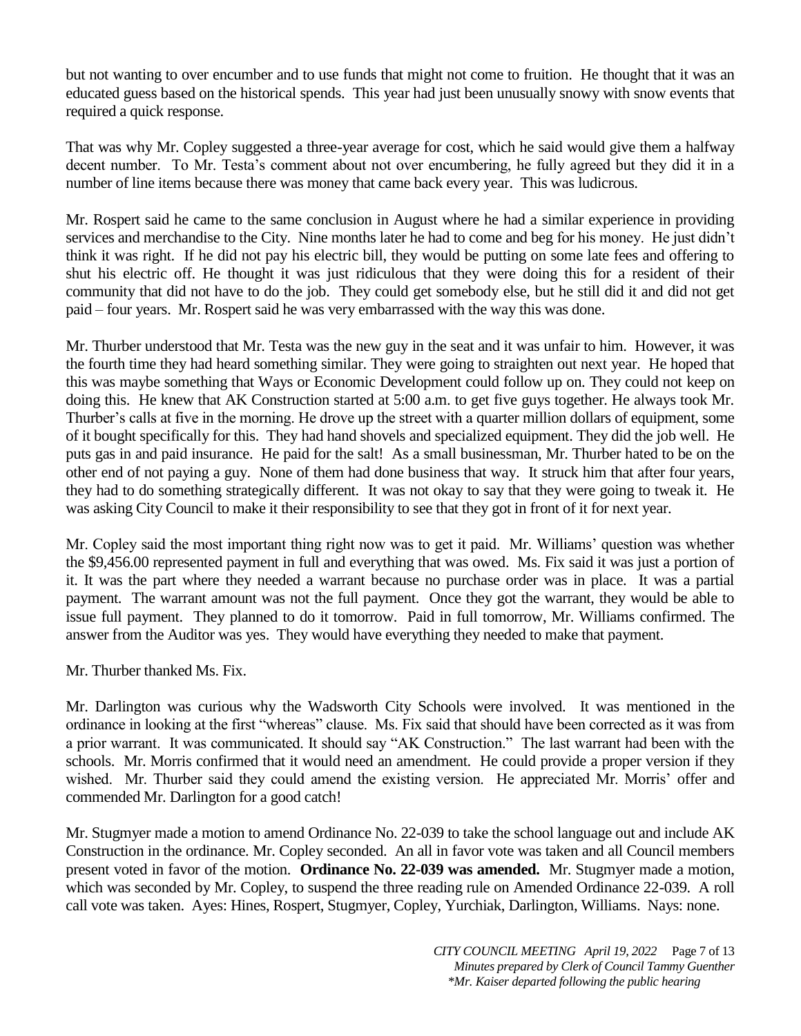but not wanting to over encumber and to use funds that might not come to fruition. He thought that it was an educated guess based on the historical spends. This year had just been unusually snowy with snow events that required a quick response.

That was why Mr. Copley suggested a three-year average for cost, which he said would give them a halfway decent number. To Mr. Testa's comment about not over encumbering, he fully agreed but they did it in a number of line items because there was money that came back every year. This was ludicrous.

Mr. Rospert said he came to the same conclusion in August where he had a similar experience in providing services and merchandise to the City. Nine months later he had to come and beg for his money. He just didn't think it was right. If he did not pay his electric bill, they would be putting on some late fees and offering to shut his electric off. He thought it was just ridiculous that they were doing this for a resident of their community that did not have to do the job. They could get somebody else, but he still did it and did not get paid – four years. Mr. Rospert said he was very embarrassed with the way this was done.

Mr. Thurber understood that Mr. Testa was the new guy in the seat and it was unfair to him. However, it was the fourth time they had heard something similar. They were going to straighten out next year. He hoped that this was maybe something that Ways or Economic Development could follow up on. They could not keep on doing this. He knew that AK Construction started at 5:00 a.m. to get five guys together. He always took Mr. Thurber's calls at five in the morning. He drove up the street with a quarter million dollars of equipment, some of it bought specifically for this. They had hand shovels and specialized equipment. They did the job well. He puts gas in and paid insurance. He paid for the salt! As a small businessman, Mr. Thurber hated to be on the other end of not paying a guy. None of them had done business that way. It struck him that after four years, they had to do something strategically different. It was not okay to say that they were going to tweak it. He was asking City Council to make it their responsibility to see that they got in front of it for next year.

Mr. Copley said the most important thing right now was to get it paid. Mr. Williams' question was whether the $9,456.00 represented payment in full and everything that was owed. Ms. Fix said it was just a portion of it. It was the part where they needed a warrant because no purchase order was in place. It was a partial payment. The warrant amount was not the full payment. Once they got the warrant, they would be able to issue full payment. They planned to do it tomorrow. Paid in full tomorrow, Mr. Williams confirmed. The answer from the Auditor was yes. They would have everything they needed to make that payment.

Mr. Thurber thanked Ms. Fix.

Mr. Darlington was curious why the Wadsworth City Schools were involved. It was mentioned in the ordinance in looking at the first "whereas" clause. Ms. Fix said that should have been corrected as it was from a prior warrant. It was communicated. It should say "AK Construction." The last warrant had been with the schools. Mr. Morris confirmed that it would need an amendment. He could provide a proper version if they wished. Mr. Thurber said they could amend the existing version. He appreciated Mr. Morris' offer and commended Mr. Darlington for a good catch!

Mr. Stugmyer made a motion to amend Ordinance No. 22-039 to take the school language out and include AK Construction in the ordinance. Mr. Copley seconded. An all in favor vote was taken and all Council members present voted in favor of the motion. **Ordinance No. 22-039 was amended.** Mr. Stugmyer made a motion, which was seconded by Mr. Copley, to suspend the three reading rule on Amended Ordinance 22-039. A roll call vote was taken. Ayes: Hines, Rospert, Stugmyer, Copley, Yurchiak, Darlington, Williams. Nays: none.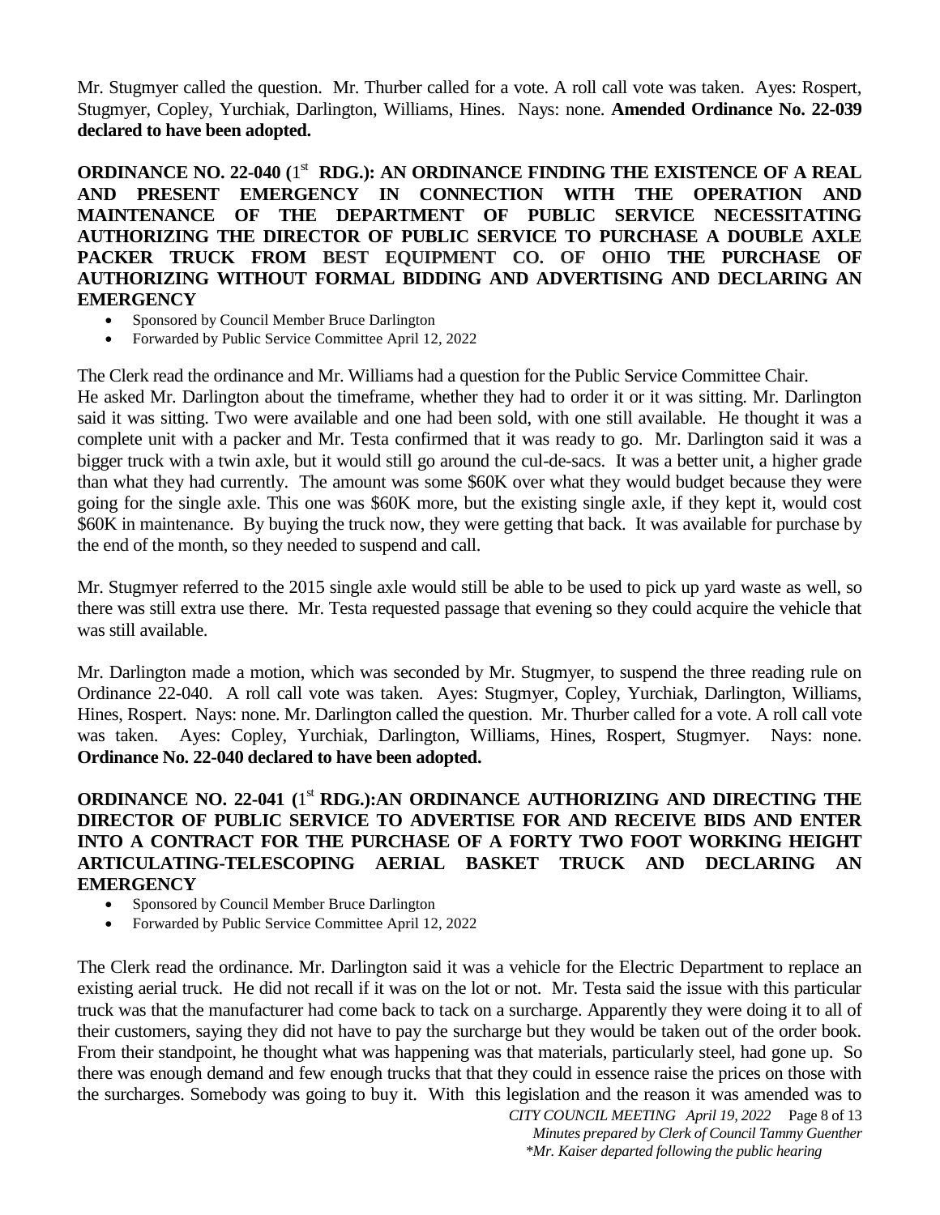Mr. Stugmyer called the question. Mr. Thurber called for a vote. A roll call vote was taken. Ayes: Rospert, Stugmyer, Copley, Yurchiak, Darlington, Williams, Hines. Nays: none. **Amended Ordinance No. 22-039 declared to have been adopted.**

**ORDINANCE NO. 22-040 (1st RDG.): AN ORDINANCE FINDING THE EXISTENCE OF A REAL AND PRESENT EMERGENCY IN CONNECTION WITH THE OPERATION AND MAINTENANCE OF THE DEPARTMENT OF PUBLIC SERVICE NECESSITATING AUTHORIZING THE DIRECTOR OF PUBLIC SERVICE TO PURCHASE A DOUBLE AXLE PACKER TRUCK FROM BEST EQUIPMENT CO. OF OHIO THE PURCHASE OF AUTHORIZING WITHOUT FORMAL BIDDING AND ADVERTISING AND DECLARING AN EMERGENCY**

- Sponsored by Council Member Bruce Darlington
- Forwarded by Public Service Committee April 12, 2022

The Clerk read the ordinance and Mr. Williams had a question for the Public Service Committee Chair. He asked Mr. Darlington about the timeframe, whether they had to order it or it was sitting. Mr. Darlington said it was sitting. Two were available and one had been sold, with one still available. He thought it was a complete unit with a packer and Mr. Testa confirmed that it was ready to go. Mr. Darlington said it was a bigger truck with a twin axle, but it would still go around the cul-de-sacs. It was a better unit, a higher grade than what they had currently. The amount was some $60K over what they would budget because they were going for the single axle. This one was $60K more, but the existing single axle, if they kept it, would cost $60K in maintenance. By buying the truck now, they were getting that back. It was available for purchase by the end of the month, so they needed to suspend and call.

Mr. Stugmyer referred to the 2015 single axle would still be able to be used to pick up yard waste as well, so there was still extra use there. Mr. Testa requested passage that evening so they could acquire the vehicle that was still available.

Mr. Darlington made a motion, which was seconded by Mr. Stugmyer, to suspend the three reading rule on Ordinance 22-040. A roll call vote was taken. Ayes: Stugmyer, Copley, Yurchiak, Darlington, Williams, Hines, Rospert. Nays: none. Mr. Darlington called the question. Mr. Thurber called for a vote. A roll call vote was taken. Ayes: Copley, Yurchiak, Darlington, Williams, Hines, Rospert, Stugmyer. Nays: none. **Ordinance No. 22-040 declared to have been adopted.**

**ORDINANCE NO. 22-041 (1st RDG.):AN ORDINANCE AUTHORIZING AND DIRECTING THE DIRECTOR OF PUBLIC SERVICE TO ADVERTISE FOR AND RECEIVE BIDS AND ENTER INTO A CONTRACT FOR THE PURCHASE OF A FORTY TWO FOOT WORKING HEIGHT ARTICULATING-TELESCOPING AERIAL BASKET TRUCK AND DECLARING AN EMERGENCY**

- Sponsored by Council Member Bruce Darlington
- Forwarded by Public Service Committee April 12, 2022

The Clerk read the ordinance. Mr. Darlington said it was a vehicle for the Electric Department to replace an existing aerial truck. He did not recall if it was on the lot or not. Mr. Testa said the issue with this particular truck was that the manufacturer had come back to tack on a surcharge. Apparently they were doing it to all of their customers, saying they did not have to pay the surcharge but they would be taken out of the order book. From their standpoint, he thought what was happening was that materials, particularly steel, had gone up. So there was enough demand and few enough trucks that that they could in essence raise the prices on those with the surcharges. Somebody was going to buy it. With this legislation and the reason it was amended was to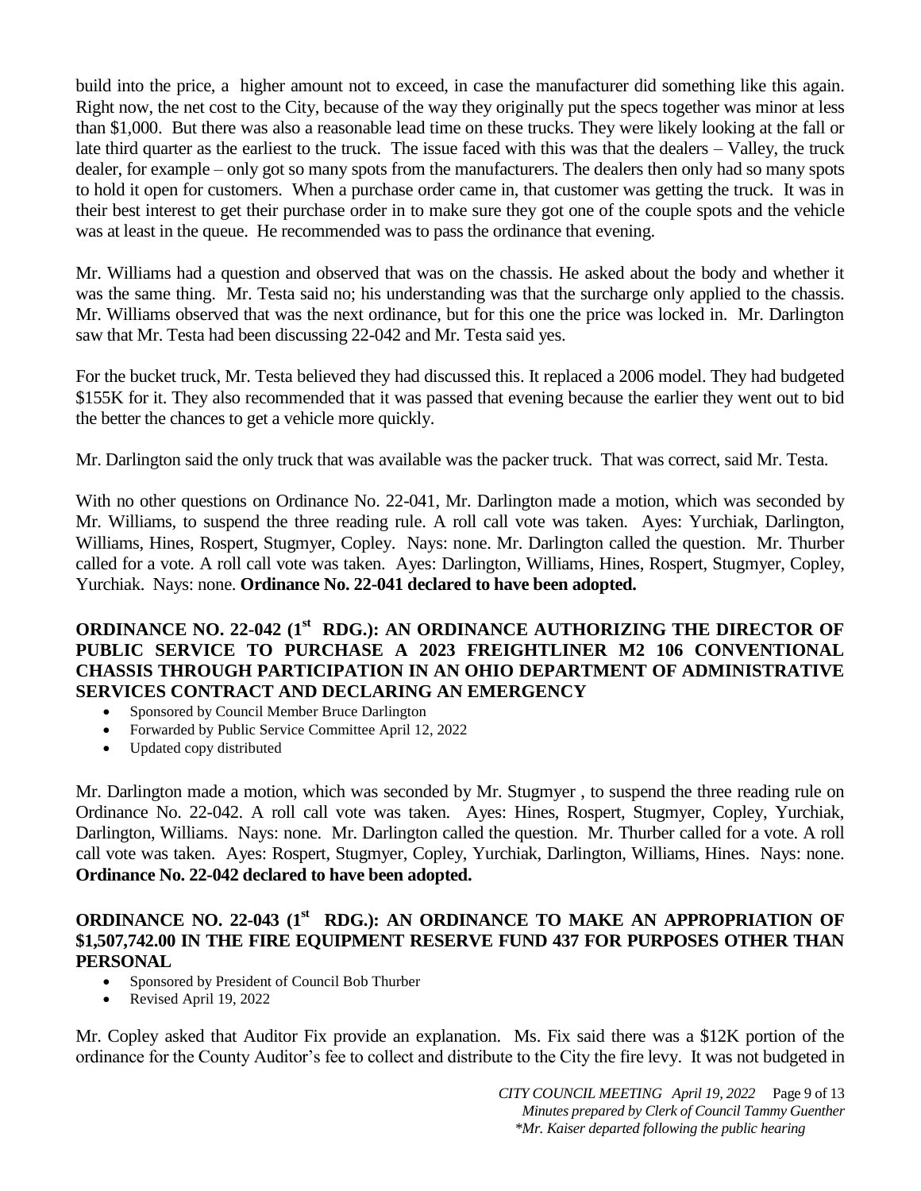build into the price, a higher amount not to exceed, in case the manufacturer did something like this again. Right now, the net cost to the City, because of the way they originally put the specs together was minor at less than $1,000. But there was also a reasonable lead time on these trucks. They were likely looking at the fall or late third quarter as the earliest to the truck. The issue faced with this was that the dealers – Valley, the truck dealer, for example – only got so many spots from the manufacturers. The dealers then only had so many spots to hold it open for customers. When a purchase order came in, that customer was getting the truck. It was in their best interest to get their purchase order in to make sure they got one of the couple spots and the vehicle was at least in the queue. He recommended was to pass the ordinance that evening.

Mr. Williams had a question and observed that was on the chassis. He asked about the body and whether it was the same thing. Mr. Testa said no; his understanding was that the surcharge only applied to the chassis. Mr. Williams observed that was the next ordinance, but for this one the price was locked in. Mr. Darlington saw that Mr. Testa had been discussing 22-042 and Mr. Testa said yes.

For the bucket truck, Mr. Testa believed they had discussed this. It replaced a 2006 model. They had budgeted $155K for it. They also recommended that it was passed that evening because the earlier they went out to bid the better the chances to get a vehicle more quickly.

Mr. Darlington said the only truck that was available was the packer truck. That was correct, said Mr. Testa.

With no other questions on Ordinance No. 22-041, Mr. Darlington made a motion, which was seconded by Mr. Williams, to suspend the three reading rule. A roll call vote was taken. Ayes: Yurchiak, Darlington, Williams, Hines, Rospert, Stugmyer, Copley. Nays: none. Mr. Darlington called the question. Mr. Thurber called for a vote. A roll call vote was taken. Ayes: Darlington, Williams, Hines, Rospert, Stugmyer, Copley, Yurchiak. Nays: none. **Ordinance No. 22-041 declared to have been adopted.**

**ORDINANCE NO. 22-042 (1st RDG.): AN ORDINANCE AUTHORIZING THE DIRECTOR OF PUBLIC SERVICE TO PURCHASE A 2023 FREIGHTLINER M2 106 CONVENTIONAL CHASSIS THROUGH PARTICIPATION IN AN OHIO DEPARTMENT OF ADMINISTRATIVE SERVICES CONTRACT AND DECLARING AN EMERGENCY**

- Sponsored by Council Member Bruce Darlington
- Forwarded by Public Service Committee April 12, 2022
- Updated copy distributed

Mr. Darlington made a motion, which was seconded by Mr. Stugmyer , to suspend the three reading rule on Ordinance No. 22-042. A roll call vote was taken. Ayes: Hines, Rospert, Stugmyer, Copley, Yurchiak, Darlington, Williams. Nays: none. Mr. Darlington called the question. Mr. Thurber called for a vote. A roll call vote was taken. Ayes: Rospert, Stugmyer, Copley, Yurchiak, Darlington, Williams, Hines. Nays: none. **Ordinance No. 22-042 declared to have been adopted.**

**ORDINANCE NO. 22-043 (1st RDG.): AN ORDINANCE TO MAKE AN APPROPRIATION OF $1,507,742.00 IN THE FIRE EQUIPMENT RESERVE FUND 437 FOR PURPOSES OTHER THAN PERSONAL**

- Sponsored by President of Council Bob Thurber
- Revised April 19, 2022

Mr. Copley asked that Auditor Fix provide an explanation. Ms. Fix said there was a $12K portion of the ordinance for the County Auditor's fee to collect and distribute to the City the fire levy. It was not budgeted in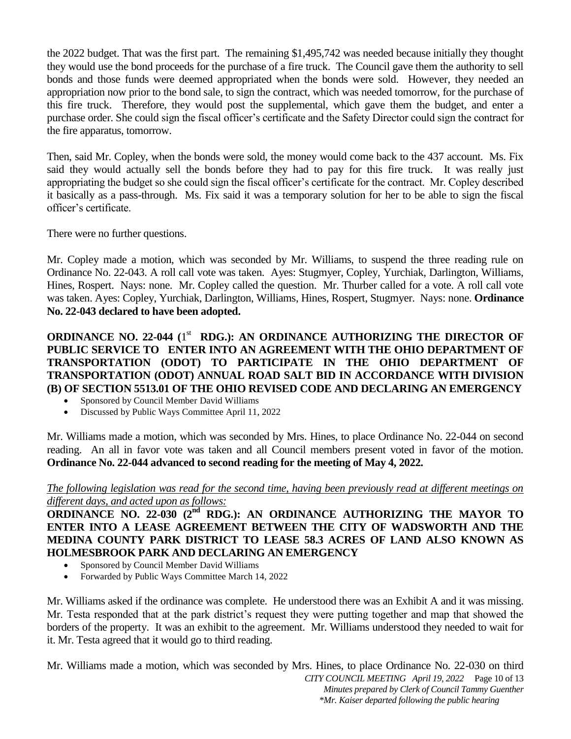the 2022 budget. That was the first part. The remaining $1,495,742 was needed because initially they thought they would use the bond proceeds for the purchase of a fire truck. The Council gave them the authority to sell bonds and those funds were deemed appropriated when the bonds were sold. However, they needed an appropriation now prior to the bond sale, to sign the contract, which was needed tomorrow, for the purchase of this fire truck. Therefore, they would post the supplemental, which gave them the budget, and enter a purchase order. She could sign the fiscal officer's certificate and the Safety Director could sign the contract for the fire apparatus, tomorrow.

Then, said Mr. Copley, when the bonds were sold, the money would come back to the 437 account. Ms. Fix said they would actually sell the bonds before they had to pay for this fire truck. It was really just appropriating the budget so she could sign the fiscal officer's certificate for the contract. Mr. Copley described it basically as a pass-through. Ms. Fix said it was a temporary solution for her to be able to sign the fiscal officer's certificate.

There were no further questions.

Mr. Copley made a motion, which was seconded by Mr. Williams, to suspend the three reading rule on Ordinance No. 22-043. A roll call vote was taken. Ayes: Stugmyer, Copley, Yurchiak, Darlington, Williams, Hines, Rospert. Nays: none. Mr. Copley called the question. Mr. Thurber called for a vote. A roll call vote was taken. Ayes: Copley, Yurchiak, Darlington, Williams, Hines, Rospert, Stugmyer. Nays: none. **Ordinance No. 22-043 declared to have been adopted.**

**ORDINANCE NO. 22-044 (1st RDG.): AN ORDINANCE AUTHORIZING THE DIRECTOR OF PUBLIC SERVICE TO ENTER INTO AN AGREEMENT WITH THE OHIO DEPARTMENT OF TRANSPORTATION (ODOT) TO PARTICIPATE IN THE OHIO DEPARTMENT OF TRANSPORTATION (ODOT) ANNUAL ROAD SALT BID IN ACCORDANCE WITH DIVISION (B) OF SECTION 5513.01 OF THE OHIO REVISED CODE AND DECLARING AN EMERGENCY**

- Sponsored by Council Member David Williams
- Discussed by Public Ways Committee April 11, 2022

Mr. Williams made a motion, which was seconded by Mrs. Hines, to place Ordinance No. 22-044 on second reading. An all in favor vote was taken and all Council members present voted in favor of the motion. **Ordinance No. 22-044 advanced to second reading for the meeting of May 4, 2022.**

*The following legislation was read for the second time, having been previously read at different meetings on different days, and acted upon as follows:*

**ORDINANCE NO. 22-030 (2nd RDG.): AN ORDINANCE AUTHORIZING THE MAYOR TO ENTER INTO A LEASE AGREEMENT BETWEEN THE CITY OF WADSWORTH AND THE MEDINA COUNTY PARK DISTRICT TO LEASE 58.3 ACRES OF LAND ALSO KNOWN AS HOLMESBROOK PARK AND DECLARING AN EMERGENCY**

- Sponsored by Council Member David Williams
- Forwarded by Public Ways Committee March 14, 2022

Mr. Williams asked if the ordinance was complete. He understood there was an Exhibit A and it was missing. Mr. Testa responded that at the park district's request they were putting together and map that showed the borders of the property. It was an exhibit to the agreement. Mr. Williams understood they needed to wait for it. Mr. Testa agreed that it would go to third reading.

Mr. Williams made a motion, which was seconded by Mrs. Hines, to place Ordinance No. 22-030 on third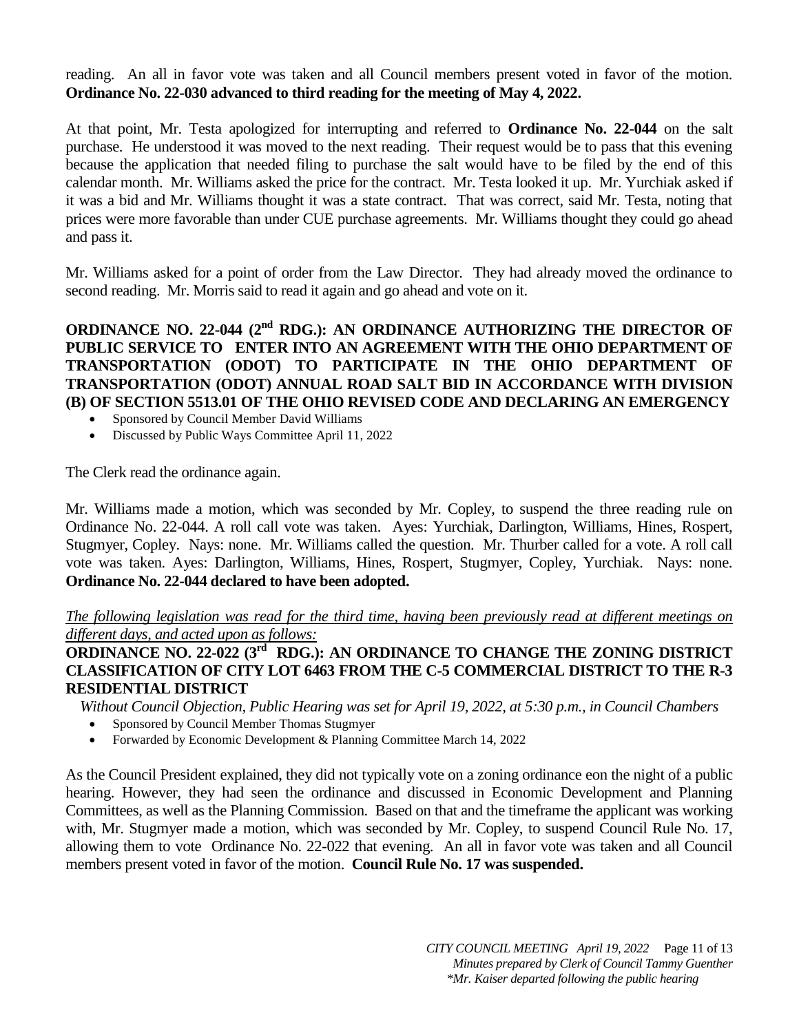reading. An all in favor vote was taken and all Council members present voted in favor of the motion. **Ordinance No. 22-030 advanced to third reading for the meeting of May 4, 2022.**

At that point, Mr. Testa apologized for interrupting and referred to **Ordinance No. 22-044** on the salt purchase. He understood it was moved to the next reading. Their request would be to pass that this evening because the application that needed filing to purchase the salt would have to be filed by the end of this calendar month. Mr. Williams asked the price for the contract. Mr. Testa looked it up. Mr. Yurchiak asked if it was a bid and Mr. Williams thought it was a state contract. That was correct, said Mr. Testa, noting that prices were more favorable than under CUE purchase agreements. Mr. Williams thought they could go ahead and pass it.

Mr. Williams asked for a point of order from the Law Director. They had already moved the ordinance to second reading. Mr. Morris said to read it again and go ahead and vote on it.

**ORDINANCE NO. 22-044 (2nd RDG.): AN ORDINANCE AUTHORIZING THE DIRECTOR OF PUBLIC SERVICE TO ENTER INTO AN AGREEMENT WITH THE OHIO DEPARTMENT OF TRANSPORTATION (ODOT) TO PARTICIPATE IN THE OHIO DEPARTMENT OF TRANSPORTATION (ODOT) ANNUAL ROAD SALT BID IN ACCORDANCE WITH DIVISION (B) OF SECTION 5513.01 OF THE OHIO REVISED CODE AND DECLARING AN EMERGENCY**

- Sponsored by Council Member David Williams
- Discussed by Public Ways Committee April 11, 2022

The Clerk read the ordinance again.

Mr. Williams made a motion, which was seconded by Mr. Copley, to suspend the three reading rule on Ordinance No. 22-044. A roll call vote was taken. Ayes: Yurchiak, Darlington, Williams, Hines, Rospert, Stugmyer, Copley. Nays: none. Mr. Williams called the question. Mr. Thurber called for a vote. A roll call vote was taken. Ayes: Darlington, Williams, Hines, Rospert, Stugmyer, Copley, Yurchiak. Nays: none. **Ordinance No. 22-044 declared to have been adopted.**

*<u>The following legislation was read for the third time, having been previously read at different meetings on different days, and acted upon as follows:</u>*

**ORDINANCE NO. 22-022 (3rd RDG.): AN ORDINANCE TO CHANGE THE ZONING DISTRICT CLASSIFICATION OF CITY LOT 6463 FROM THE C-5 COMMERCIAL DISTRICT TO THE R-3 RESIDENTIAL DISTRICT**

*Without Council Objection, Public Hearing was set for April 19, 2022, at 5:30 p.m., in Council Chambers*

- Sponsored by Council Member Thomas Stugmyer
- Forwarded by Economic Development & Planning Committee March 14, 2022

As the Council President explained, they did not typically vote on a zoning ordinance eon the night of a public hearing. However, they had seen the ordinance and discussed in Economic Development and Planning Committees, as well as the Planning Commission. Based on that and the timeframe the applicant was working with, Mr. Stugmyer made a motion, which was seconded by Mr. Copley, to suspend Council Rule No. 17, allowing them to vote Ordinance No. 22-022 that evening. An all in favor vote was taken and all Council members present voted in favor of the motion. **Council Rule No. 17 was suspended.**

*Minutes prepared by Clerk of Council Tammy Guenther*
*\*Mr. Kaiser departed following the public hearing*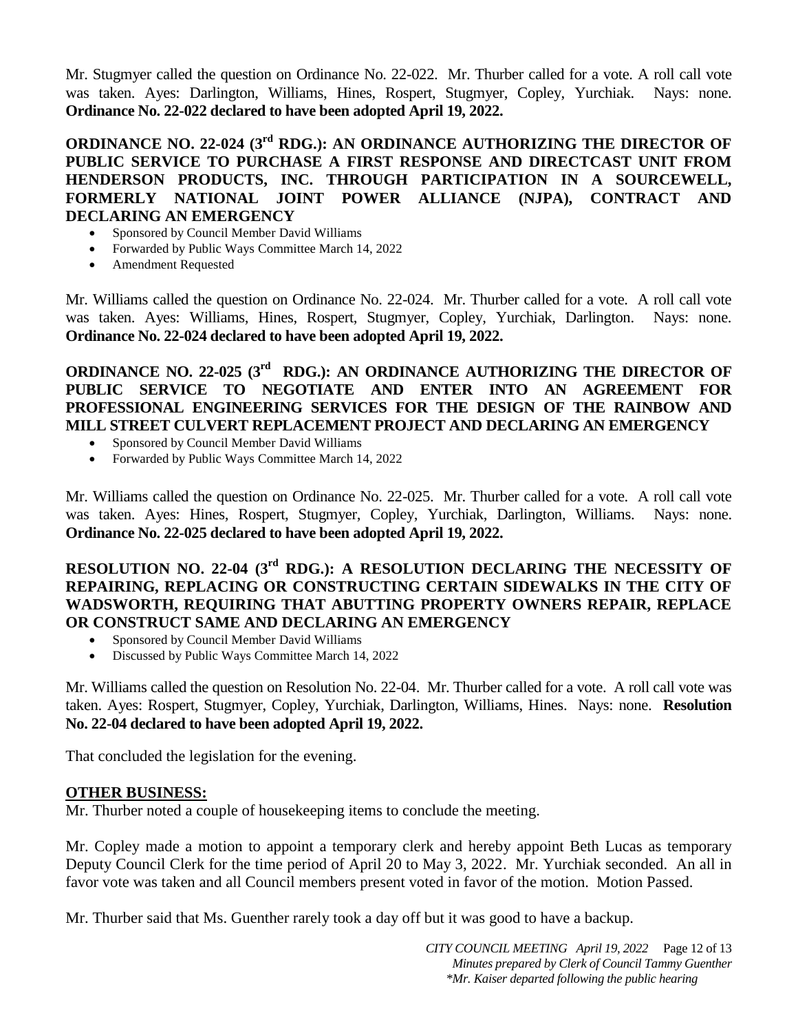Mr. Stugmyer called the question on Ordinance No. 22-022. Mr. Thurber called for a vote. A roll call vote was taken. Ayes: Darlington, Williams, Hines, Rospert, Stugmyer, Copley, Yurchiak. Nays: none. **Ordinance No. 22-022 declared to have been adopted April 19, 2022.**

**ORDINANCE NO. 22-024 (3rd RDG.): AN ORDINANCE AUTHORIZING THE DIRECTOR OF PUBLIC SERVICE TO PURCHASE A FIRST RESPONSE AND DIRECTCAST UNIT FROM HENDERSON PRODUCTS, INC. THROUGH PARTICIPATION IN A SOURCEWELL, FORMERLY NATIONAL JOINT POWER ALLIANCE (NJPA), CONTRACT AND DECLARING AN EMERGENCY**

- Sponsored by Council Member David Williams
- Forwarded by Public Ways Committee March 14, 2022
- Amendment Requested

Mr. Williams called the question on Ordinance No. 22-024. Mr. Thurber called for a vote. A roll call vote was taken. Ayes: Williams, Hines, Rospert, Stugmyer, Copley, Yurchiak, Darlington. Nays: none. **Ordinance No. 22-024 declared to have been adopted April 19, 2022.**

**ORDINANCE NO. 22-025 (3rd RDG.): AN ORDINANCE AUTHORIZING THE DIRECTOR OF PUBLIC SERVICE TO NEGOTIATE AND ENTER INTO AN AGREEMENT FOR PROFESSIONAL ENGINEERING SERVICES FOR THE DESIGN OF THE RAINBOW AND MILL STREET CULVERT REPLACEMENT PROJECT AND DECLARING AN EMERGENCY**

- Sponsored by Council Member David Williams
- Forwarded by Public Ways Committee March 14, 2022

Mr. Williams called the question on Ordinance No. 22-025. Mr. Thurber called for a vote. A roll call vote was taken. Ayes: Hines, Rospert, Stugmyer, Copley, Yurchiak, Darlington, Williams. Nays: none. **Ordinance No. 22-025 declared to have been adopted April 19, 2022.**

**RESOLUTION NO. 22-04 (3rd RDG.): A RESOLUTION DECLARING THE NECESSITY OF REPAIRING, REPLACING OR CONSTRUCTING CERTAIN SIDEWALKS IN THE CITY OF WADSWORTH, REQUIRING THAT ABUTTING PROPERTY OWNERS REPAIR, REPLACE OR CONSTRUCT SAME AND DECLARING AN EMERGENCY**

- Sponsored by Council Member David Williams
- Discussed by Public Ways Committee March 14, 2022

Mr. Williams called the question on Resolution No. 22-04. Mr. Thurber called for a vote. A roll call vote was taken. Ayes: Rospert, Stugmyer, Copley, Yurchiak, Darlington, Williams, Hines. Nays: none. **Resolution No. 22-04 declared to have been adopted April 19, 2022.**

That concluded the legislation for the evening.

**OTHER BUSINESS:**

Mr. Thurber noted a couple of housekeeping items to conclude the meeting.

Mr. Copley made a motion to appoint a temporary clerk and hereby appoint Beth Lucas as temporary Deputy Council Clerk for the time period of April 20 to May 3, 2022. Mr. Yurchiak seconded. An all in favor vote was taken and all Council members present voted in favor of the motion. Motion Passed.

Mr. Thurber said that Ms. Guenther rarely took a day off but it was good to have a backup.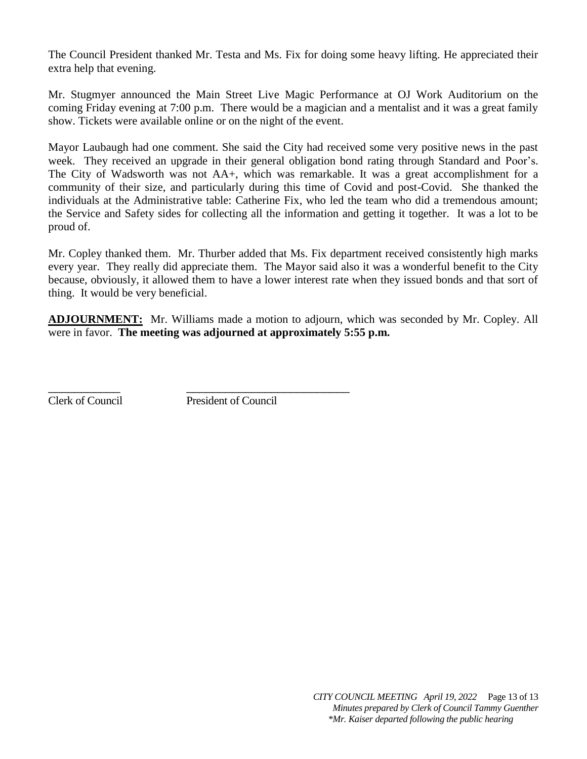The Council President thanked Mr. Testa and Ms. Fix for doing some heavy lifting. He appreciated their extra help that evening.

Mr. Stugmyer announced the Main Street Live Magic Performance at OJ Work Auditorium on the coming Friday evening at 7:00 p.m. There would be a magician and a mentalist and it was a great family show. Tickets were available online or on the night of the event.

Mayor Laubaugh had one comment. She said the City had received some very positive news in the past week. They received an upgrade in their general obligation bond rating through Standard and Poor's. The City of Wadsworth was not AA+, which was remarkable. It was a great accomplishment for a community of their size, and particularly during this time of Covid and post-Covid. She thanked the individuals at the Administrative table: Catherine Fix, who led the team who did a tremendous amount; the Service and Safety sides for collecting all the information and getting it together. It was a lot to be proud of.

Mr. Copley thanked them. Mr. Thurber added that Ms. Fix department received consistently high marks every year. They really did appreciate them. The Mayor said also it was a wonderful benefit to the City because, obviously, it allowed them to have a lower interest rate when they issued bonds and that sort of thing. It would be very beneficial.

**ADJOURNMENT:** Mr. Williams made a motion to adjourn, which was seconded by Mr. Copley. All were in favor. **The meeting was adjourned at approximately 5:55 p.m.**

\_\_\_\_\_\_\_\_\_\_\_\_\_ \_\_\_\_\_\_\_\_\_\_\_\_\_\_\_\_\_\_\_\_\_\_\_\_\_\_\_\_\_\_

Clerk of Council President of Council

*Minutes prepared by Clerk of Council Tammy Guenther*

*\*Mr. Kaiser departed following the public hearing*